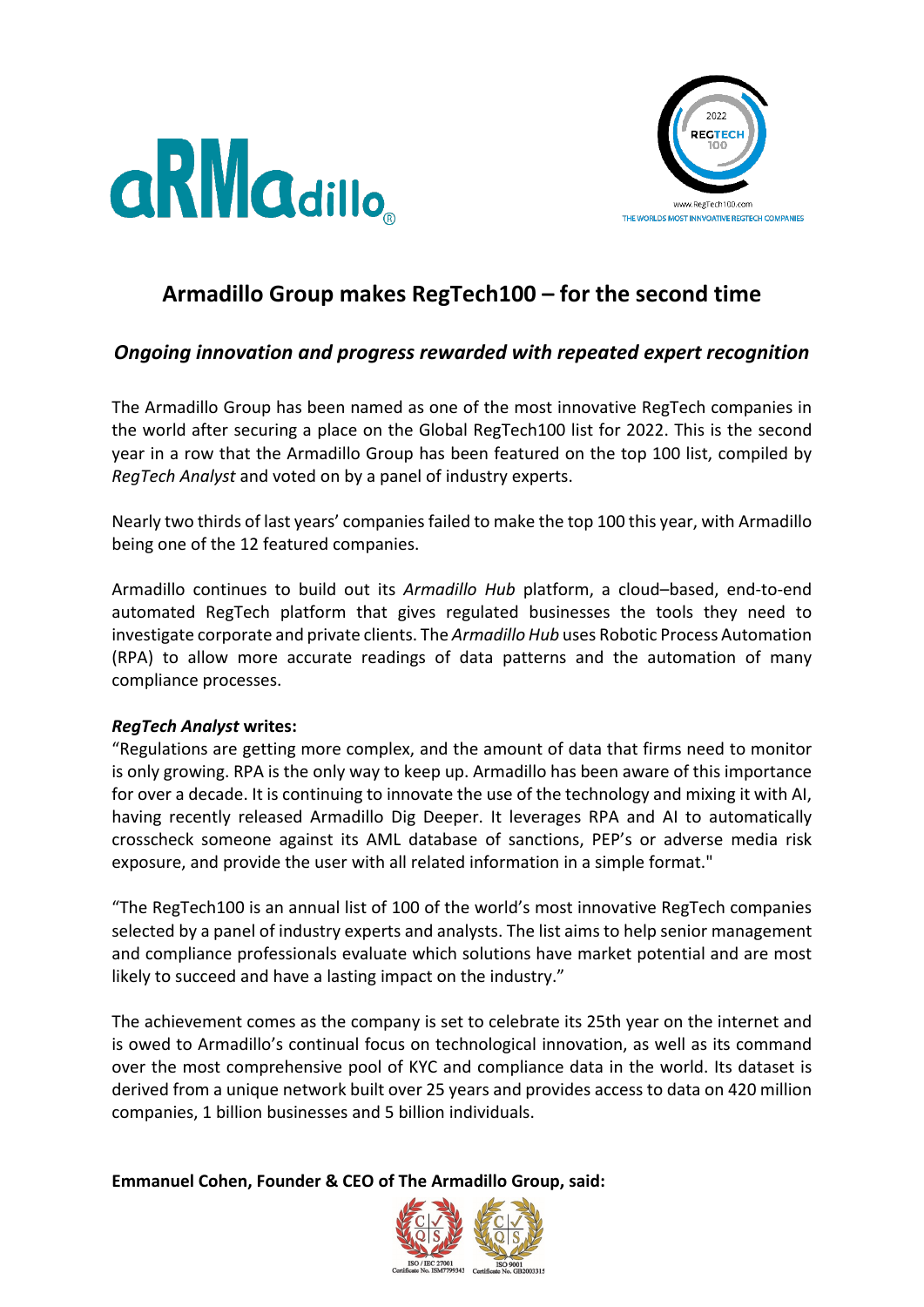# Armadillo Group makes RegTech100 – for the second time

## *Ongoing innovation and progress rewarded with repeated expert recognition*

The Armadillo Group has been named as one of the most innovative RegTech companies in the world after securing a place on the Global RegTech100 list for 2022. This is the second year in a row that the Armadillo Group has been featured on the top 100 list, compiled by *RegTech Analyst* and voted on by a panel of industry experts.

Nearly two thirds of last years' companies failed to make the top 100 this year, with Armadillo being one of the 12 featured companies.

Armadillo continues to build out its *Armadillo Hub* platform, a cloud–based, end-to-end automated RegTech platform that gives regulated businesses the tools they need to investigate corporate and private clients. The *Armadillo Hub* uses Robotic Process Automation (RPA) to allow more accurate readings of data patterns and the automation of many compliance processes.

***RegTech Analyst* writes:**
"Regulations are getting more complex, and the amount of data that firms need to monitor is only growing. RPA is the only way to keep up. Armadillo has been aware of this importance for over a decade. It is continuing to innovate the use of the technology and mixing it with AI, having recently released Armadillo Dig Deeper. It leverages RPA and AI to automatically crosscheck someone against its AML database of sanctions, PEP's or adverse media risk exposure, and provide the user with all related information in a simple format."

"The RegTech100 is an annual list of 100 of the world's most innovative RegTech companies selected by a panel of industry experts and analysts. The list aims to help senior management and compliance professionals evaluate which solutions have market potential and are most likely to succeed and have a lasting impact on the industry."

The achievement comes as the company is set to celebrate its 25th year on the internet and is owed to Armadillo's continual focus on technological innovation, as well as its command over the most comprehensive pool of KYC and compliance data in the world. Its dataset is derived from a unique network built over 25 years and provides access to data on 420 million companies, 1 billion businesses and 5 billion individuals.

**Emmanuel Cohen, Founder & CEO of The Armadillo Group, said:**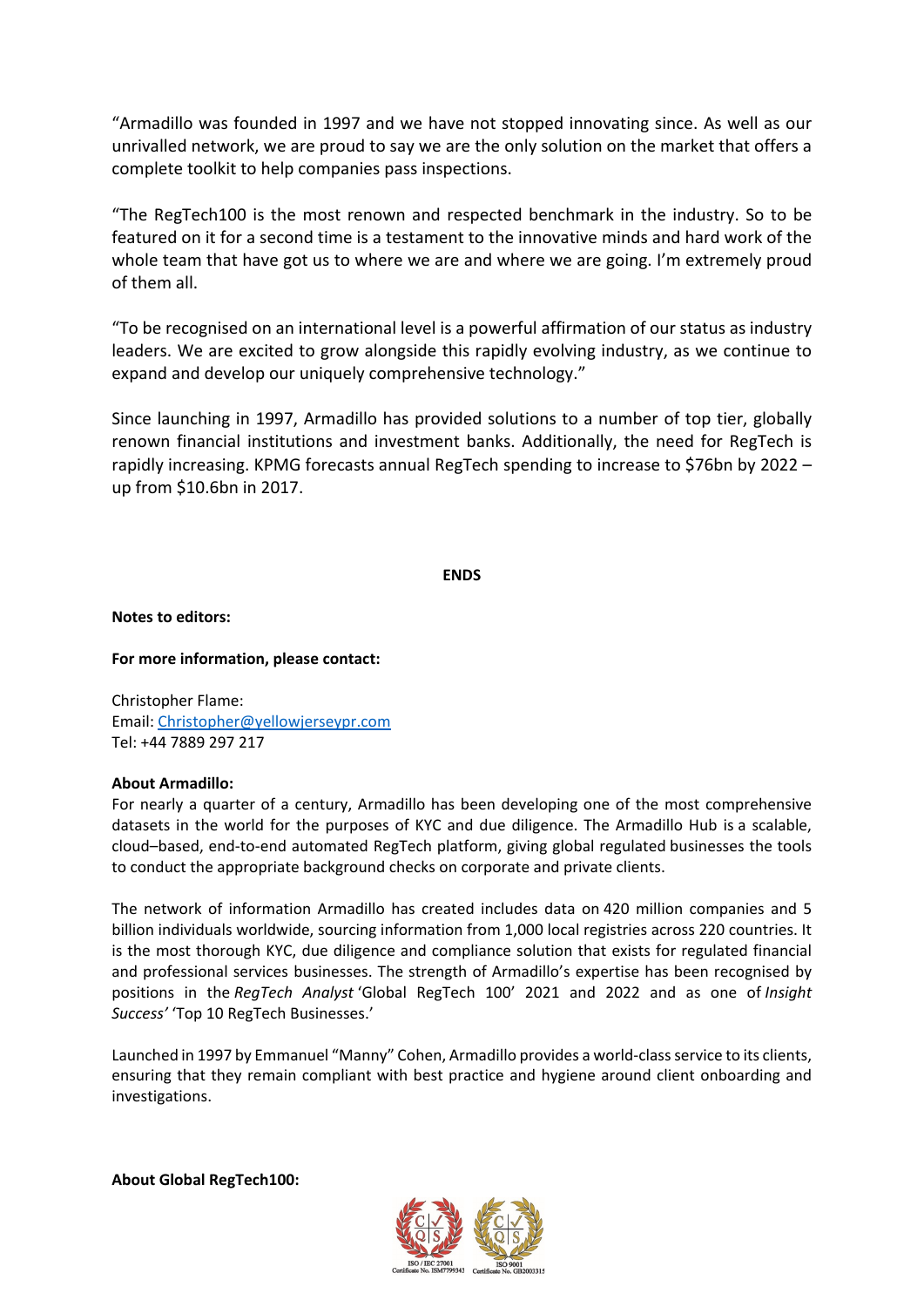"Armadillo was founded in 1997 and we have not stopped innovating since. As well as our unrivalled network, we are proud to say we are the only solution on the market that offers a complete toolkit to help companies pass inspections.

"The RegTech100 is the most renown and respected benchmark in the industry. So to be featured on it for a second time is a testament to the innovative minds and hard work of the whole team that have got us to where we are and where we are going. I'm extremely proud of them all.

"To be recognised on an international level is a powerful affirmation of our status as industry leaders. We are excited to grow alongside this rapidly evolving industry, as we continue to expand and develop our uniquely comprehensive technology."

Since launching in 1997, Armadillo has provided solutions to a number of top tier, globally renown financial institutions and investment banks. Additionally, the need for RegTech is rapidly increasing. KPMG forecasts annual RegTech spending to increase to $76bn by 2022 – up from $10.6bn in 2017.

**ENDS**

**Notes to editors:**

**For more information, please contact:**

Christopher Flame:
Email: Christopher@yellowjerseypr.com
Tel: +44 7889 297 217

**About Armadillo:**
For nearly a quarter of a century, Armadillo has been developing one of the most comprehensive datasets in the world for the purposes of KYC and due diligence. The Armadillo Hub is a scalable, cloud–based, end-to-end automated RegTech platform, giving global regulated businesses the tools to conduct the appropriate background checks on corporate and private clients.

The network of information Armadillo has created includes data on 420 million companies and 5 billion individuals worldwide, sourcing information from 1,000 local registries across 220 countries. It is the most thorough KYC, due diligence and compliance solution that exists for regulated financial and professional services businesses. The strength of Armadillo's expertise has been recognised by positions in the *RegTech Analyst* 'Global RegTech 100' 2021 and 2022 and as one of *Insight Success'* 'Top 10 RegTech Businesses.'

Launched in 1997 by Emmanuel "Manny" Cohen, Armadillo provides a world-class service to its clients, ensuring that they remain compliant with best practice and hygiene around client onboarding and investigations.

**About Global RegTech100:**

ISO / IEC 27001 Certificate No. ISM7799343 ISO 9001 Certificate No. GB2003315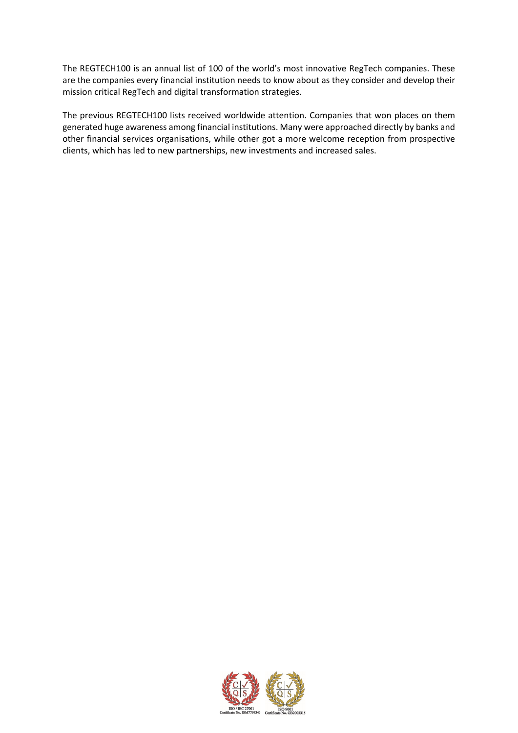The REGTECH100 is an annual list of 100 of the world's most innovative RegTech companies. These are the companies every financial institution needs to know about as they consider and develop their mission critical RegTech and digital transformation strategies.

The previous REGTECH100 lists received worldwide attention. Companies that won places on them generated huge awareness among financial institutions. Many were approached directly by banks and other financial services organisations, while other got a more welcome reception from prospective clients, which has led to new partnerships, new investments and increased sales.

ISO / IEC 27001
Certificate No. ISM7799343

ISO 9001
Certificate No. GB2003315